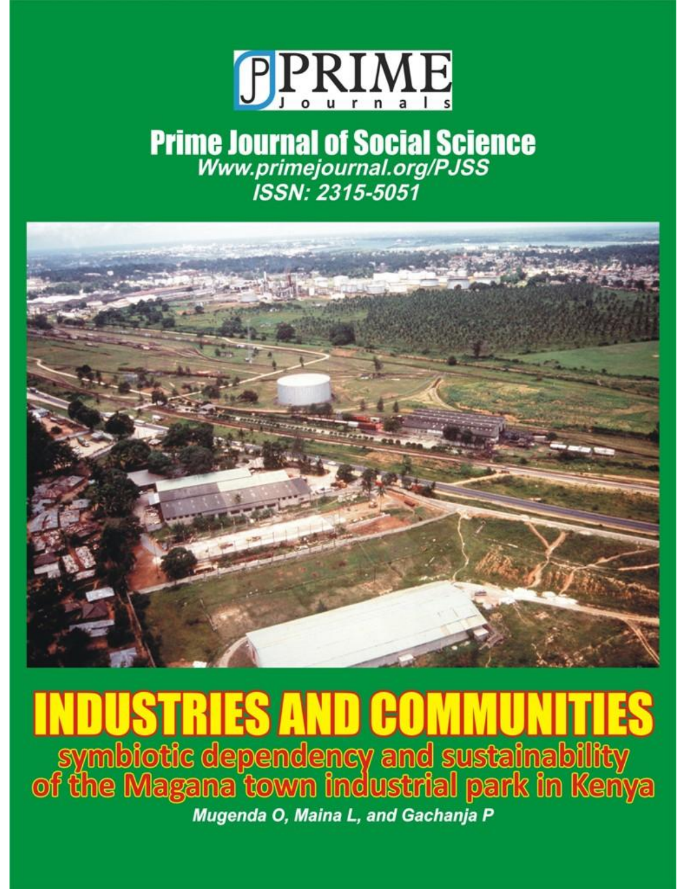PRIME Journals

# Prime Journal of Social Science

*Www.primejournal.org/PJSS*

*ISSN: 2315-5051*

# INDUSTRIES AND COMMUNITIES

## symbiotic dependency and sustainability of the Magana town industrial park in Kenya

***Mugenda O, Maina L, and Gachanja P***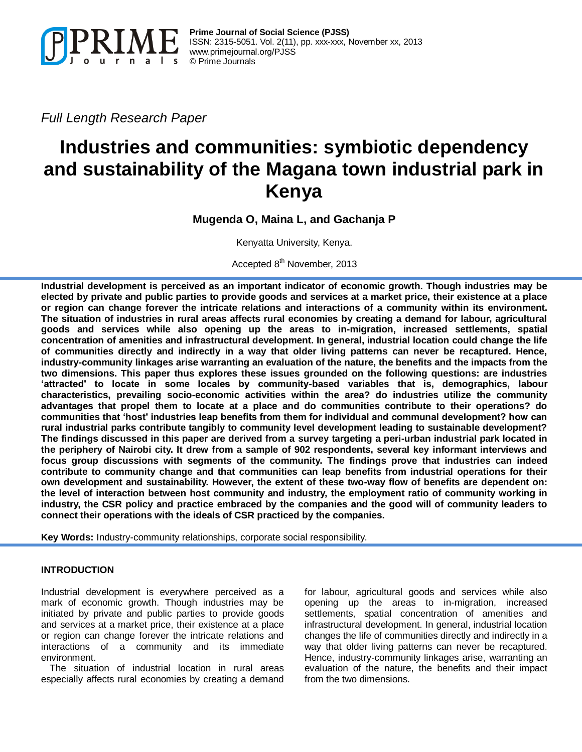*Full Length Research Paper*

# Industries and communities: symbiotic dependency and sustainability of the Magana town industrial park in Kenya

**Mugenda O, Maina L, and Gachanja P**

Kenyatta University, Kenya.

Accepted 8th November, 2013

**Industrial development is perceived as an important indicator of economic growth. Though industries may be elected by private and public parties to provide goods and services at a market price, their existence at a place or region can change forever the intricate relations and interactions of a community within its environment. The situation of industries in rural areas affects rural economies by creating a demand for labour, agricultural goods and services while also opening up the areas to in-migration, increased settlements, spatial concentration of amenities and infrastructural development. In general, industrial location could change the life of communities directly and indirectly in a way that older living patterns can never be recaptured. Hence, industry-community linkages arise warranting an evaluation of the nature, the benefits and the impacts from the two dimensions. This paper thus explores these issues grounded on the following questions: are industries 'attracted' to locate in some locales by community-based variables that is, demographics, labour characteristics, prevailing socio-economic activities within the area? do industries utilize the community advantages that propel them to locate at a place and do communities contribute to their operations? do communities that 'host' industries leap benefits from them for individual and communal development? how can rural industrial parks contribute tangibly to community level development leading to sustainable development? The findings discussed in this paper are derived from a survey targeting a peri-urban industrial park located in the periphery of Nairobi city. It drew from a sample of 902 respondents, several key informant interviews and focus group discussions with segments of the community. The findings prove that industries can indeed contribute to community change and that communities can leap benefits from industrial operations for their own development and sustainability. However, the extent of these two-way flow of benefits are dependent on: the level of interaction between host community and industry, the employment ratio of community working in industry, the CSR policy and practice embraced by the companies and the good will of community leaders to connect their operations with the ideals of CSR practiced by the companies.**

**Key Words:** Industry-community relationships, corporate social responsibility.

## INTRODUCTION

Industrial development is everywhere perceived as a mark of economic growth. Though industries may be initiated by private and public parties to provide goods and services at a market price, their existence at a place or region can change forever the intricate relations and interactions of a community and its immediate environment.

The situation of industrial location in rural areas especially affects rural economies by creating a demand for labour, agricultural goods and services while also opening up the areas to in-migration, increased settlements, spatial concentration of amenities and infrastructural development. In general, industrial location changes the life of communities directly and indirectly in a way that older living patterns can never be recaptured. Hence, industry-community linkages arise, warranting an evaluation of the nature, the benefits and their impact from the two dimensions.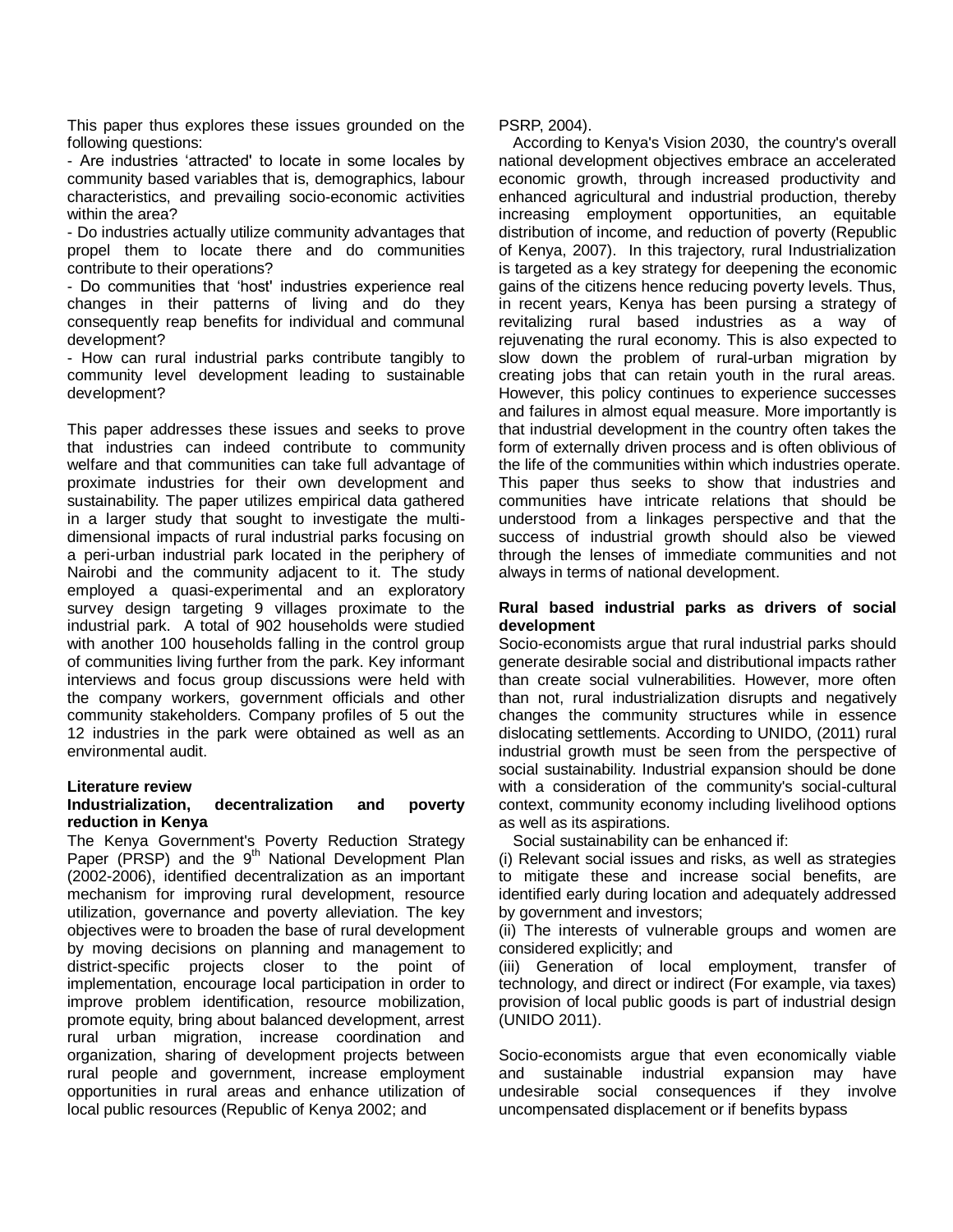This paper thus explores these issues grounded on the following questions:

- Are industries 'attracted' to locate in some locales by community based variables that is, demographics, labour characteristics, and prevailing socio-economic activities within the area?
- Do industries actually utilize community advantages that propel them to locate there and do communities contribute to their operations?
- Do communities that 'host' industries experience real changes in their patterns of living and do they consequently reap benefits for individual and communal development?
- How can rural industrial parks contribute tangibly to community level development leading to sustainable development?

This paper addresses these issues and seeks to prove that industries can indeed contribute to community welfare and that communities can take full advantage of proximate industries for their own development and sustainability. The paper utilizes empirical data gathered in a larger study that sought to investigate the multi-dimensional impacts of rural industrial parks focusing on a peri-urban industrial park located in the periphery of Nairobi and the community adjacent to it. The study employed a quasi-experimental and an exploratory survey design targeting 9 villages proximate to the industrial park. A total of 902 households were studied with another 100 households falling in the control group of communities living further from the park. Key informant interviews and focus group discussions were held with the company workers, government officials and other community stakeholders. Company profiles of 5 out the 12 industries in the park were obtained as well as an environmental audit.

## Literature review

### Industrialization, decentralization and poverty reduction in Kenya

The Kenya Government's Poverty Reduction Strategy Paper (PRSP) and the 9th National Development Plan (2002-2006), identified decentralization as an important mechanism for improving rural development, resource utilization, governance and poverty alleviation. The key objectives were to broaden the base of rural development by moving decisions on planning and management to district-specific projects closer to the point of implementation, encourage local participation in order to improve problem identification, resource mobilization, promote equity, bring about balanced development, arrest rural urban migration, increase coordination and organization, sharing of development projects between rural people and government, increase employment opportunities in rural areas and enhance utilization of local public resources (Republic of Kenya 2002; and PSRP, 2004).

According to Kenya's Vision 2030, the country's overall national development objectives embrace an accelerated economic growth, through increased productivity and enhanced agricultural and industrial production, thereby increasing employment opportunities, an equitable distribution of income, and reduction of poverty (Republic of Kenya, 2007). In this trajectory, rural Industrialization is targeted as a key strategy for deepening the economic gains of the citizens hence reducing poverty levels. Thus, in recent years, Kenya has been pursing a strategy of revitalizing rural based industries as a way of rejuvenating the rural economy. This is also expected to slow down the problem of rural-urban migration by creating jobs that can retain youth in the rural areas. However, this policy continues to experience successes and failures in almost equal measure. More importantly is that industrial development in the country often takes the form of externally driven process and is often oblivious of the life of the communities within which industries operate. This paper thus seeks to show that industries and communities have intricate relations that should be understood from a linkages perspective and that the success of industrial growth should also be viewed through the lenses of immediate communities and not always in terms of national development.

### Rural based industrial parks as drivers of social development

Socio-economists argue that rural industrial parks should generate desirable social and distributional impacts rather than create social vulnerabilities. However, more often than not, rural industrialization disrupts and negatively changes the community structures while in essence dislocating settlements. According to UNIDO, (2011) rural industrial growth must be seen from the perspective of social sustainability. Industrial expansion should be done with a consideration of the community's social-cultural context, community economy including livelihood options as well as its aspirations.

Social sustainability can be enhanced if:

(i) Relevant social issues and risks, as well as strategies to mitigate these and increase social benefits, are identified early during location and adequately addressed by government and investors;

(ii) The interests of vulnerable groups and women are considered explicitly; and

(iii) Generation of local employment, transfer of technology, and direct or indirect (For example, via taxes) provision of local public goods is part of industrial design (UNIDO 2011).

Socio-economists argue that even economically viable and sustainable industrial expansion may have undesirable social consequences if they involve uncompensated displacement or if benefits bypass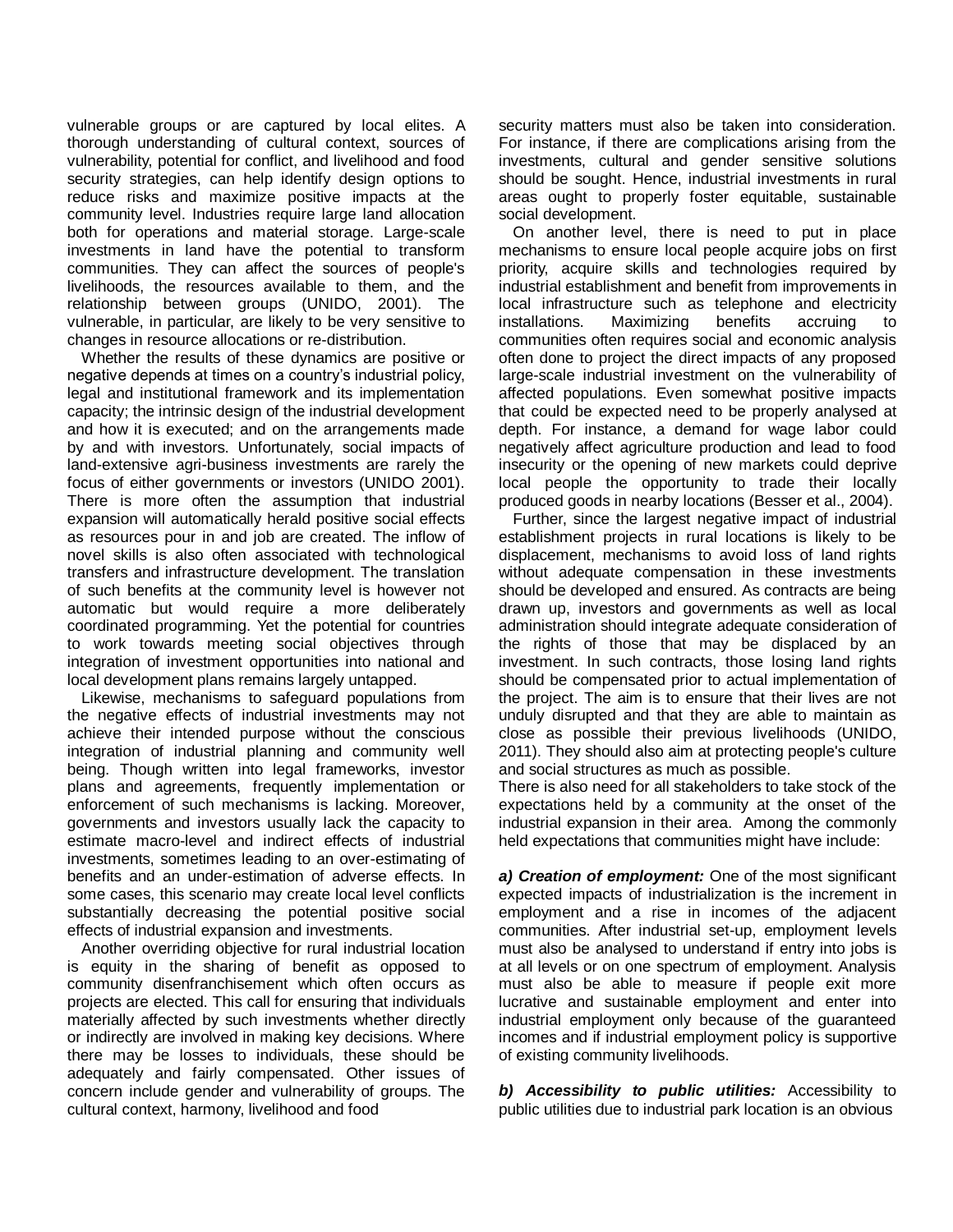vulnerable groups or are captured by local elites. A thorough understanding of cultural context, sources of vulnerability, potential for conflict, and livelihood and food security strategies, can help identify design options to reduce risks and maximize positive impacts at the community level. Industries require large land allocation both for operations and material storage. Large-scale investments in land have the potential to transform communities. They can affect the sources of people's livelihoods, the resources available to them, and the relationship between groups (UNIDO, 2001). The vulnerable, in particular, are likely to be very sensitive to changes in resource allocations or re-distribution.

Whether the results of these dynamics are positive or negative depends at times on a country's industrial policy, legal and institutional framework and its implementation capacity; the intrinsic design of the industrial development and how it is executed; and on the arrangements made by and with investors. Unfortunately, social impacts of land-extensive agri-business investments are rarely the focus of either governments or investors (UNIDO 2001). There is more often the assumption that industrial expansion will automatically herald positive social effects as resources pour in and job are created. The inflow of novel skills is also often associated with technological transfers and infrastructure development. The translation of such benefits at the community level is however not automatic but would require a more deliberately coordinated programming. Yet the potential for countries to work towards meeting social objectives through integration of investment opportunities into national and local development plans remains largely untapped.

Likewise, mechanisms to safeguard populations from the negative effects of industrial investments may not achieve their intended purpose without the conscious integration of industrial planning and community well being. Though written into legal frameworks, investor plans and agreements, frequently implementation or enforcement of such mechanisms is lacking. Moreover, governments and investors usually lack the capacity to estimate macro-level and indirect effects of industrial investments, sometimes leading to an over-estimating of benefits and an under-estimation of adverse effects. In some cases, this scenario may create local level conflicts substantially decreasing the potential positive social effects of industrial expansion and investments.

Another overriding objective for rural industrial location is equity in the sharing of benefit as opposed to community disenfranchisement which often occurs as projects are elected. This call for ensuring that individuals materially affected by such investments whether directly or indirectly are involved in making key decisions. Where there may be losses to individuals, these should be adequately and fairly compensated. Other issues of concern include gender and vulnerability of groups. The cultural context, harmony, livelihood and food security matters must also be taken into consideration. For instance, if there are complications arising from the investments, cultural and gender sensitive solutions should be sought. Hence, industrial investments in rural areas ought to properly foster equitable, sustainable social development.

On another level, there is need to put in place mechanisms to ensure local people acquire jobs on first priority, acquire skills and technologies required by industrial establishment and benefit from improvements in local infrastructure such as telephone and electricity installations. Maximizing benefits accruing to communities often requires social and economic analysis often done to project the direct impacts of any proposed large-scale industrial investment on the vulnerability of affected populations. Even somewhat positive impacts that could be expected need to be properly analysed at depth. For instance, a demand for wage labor could negatively affect agriculture production and lead to food insecurity or the opening of new markets could deprive local people the opportunity to trade their locally produced goods in nearby locations (Besser et al., 2004).

Further, since the largest negative impact of industrial establishment projects in rural locations is likely to be displacement, mechanisms to avoid loss of land rights without adequate compensation in these investments should be developed and ensured. As contracts are being drawn up, investors and governments as well as local administration should integrate adequate consideration of the rights of those that may be displaced by an investment. In such contracts, those losing land rights should be compensated prior to actual implementation of the project. The aim is to ensure that their lives are not unduly disrupted and that they are able to maintain as close as possible their previous livelihoods (UNIDO, 2011). They should also aim at protecting people's culture and social structures as much as possible.

There is also need for all stakeholders to take stock of the expectations held by a community at the onset of the industrial expansion in their area. Among the commonly held expectations that communities might have include:

***a) Creation of employment:*** One of the most significant expected impacts of industrialization is the increment in employment and a rise in incomes of the adjacent communities. After industrial set-up, employment levels must also be analysed to understand if entry into jobs is at all levels or on one spectrum of employment. Analysis must also be able to measure if people exit more lucrative and sustainable employment and enter into industrial employment only because of the guaranteed incomes and if industrial employment policy is supportive of existing community livelihoods.

***b) Accessibility to public utilities:*** Accessibility to public utilities due to industrial park location is an obvious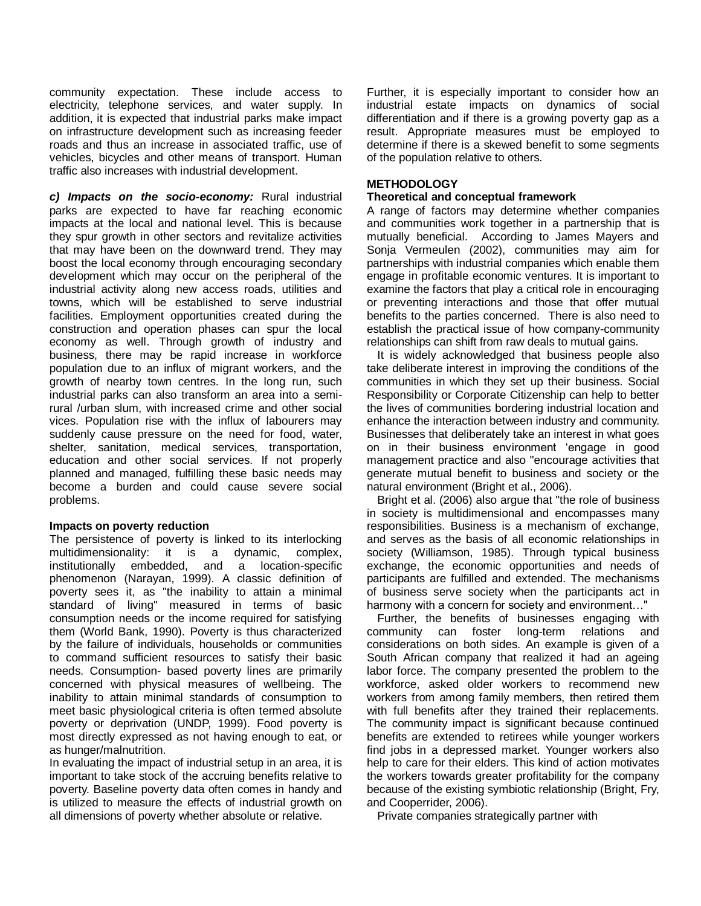community expectation. These include access to electricity, telephone services, and water supply. In addition, it is expected that industrial parks make impact on infrastructure development such as increasing feeder roads and thus an increase in associated traffic, use of vehicles, bicycles and other means of transport. Human traffic also increases with industrial development.

***c) Impacts on the socio-economy:*** Rural industrial parks are expected to have far reaching economic impacts at the local and national level. This is because they spur growth in other sectors and revitalize activities that may have been on the downward trend. They may boost the local economy through encouraging secondary development which may occur on the peripheral of the industrial activity along new access roads, utilities and towns, which will be established to serve industrial facilities. Employment opportunities created during the construction and operation phases can spur the local economy as well. Through growth of industry and business, there may be rapid increase in workforce population due to an influx of migrant workers, and the growth of nearby town centres. In the long run, such industrial parks can also transform an area into a semi-rural /urban slum, with increased crime and other social vices. Population rise with the influx of labourers may suddenly cause pressure on the need for food, water, shelter, sanitation, medical services, transportation, education and other social services. If not properly planned and managed, fulfilling these basic needs may become a burden and could cause severe social problems.

**Impacts on poverty reduction**

The persistence of poverty is linked to its interlocking multidimensionality: it is a dynamic, complex, institutionally embedded, and a location-specific phenomenon (Narayan, 1999). A classic definition of poverty sees it, as "the inability to attain a minimal standard of living" measured in terms of basic consumption needs or the income required for satisfying them (World Bank, 1990). Poverty is thus characterized by the failure of individuals, households or communities to command sufficient resources to satisfy their basic needs. Consumption- based poverty lines are primarily concerned with physical measures of wellbeing. The inability to attain minimal standards of consumption to meet basic physiological criteria is often termed absolute poverty or deprivation (UNDP, 1999). Food poverty is most directly expressed as not having enough to eat, or as hunger/malnutrition.

In evaluating the impact of industrial setup in an area, it is important to take stock of the accruing benefits relative to poverty. Baseline poverty data often comes in handy and is utilized to measure the effects of industrial growth on all dimensions of poverty whether absolute or relative.

Further, it is especially important to consider how an industrial estate impacts on dynamics of social differentiation and if there is a growing poverty gap as a result. Appropriate measures must be employed to determine if there is a skewed benefit to some segments of the population relative to others.

## METHODOLOGY

### Theoretical and conceptual framework

A range of factors may determine whether companies and communities work together in a partnership that is mutually beneficial. According to James Mayers and Sonja Vermeulen (2002), communities may aim for partnerships with industrial companies which enable them engage in profitable economic ventures. It is important to examine the factors that play a critical role in encouraging or preventing interactions and those that offer mutual benefits to the parties concerned. There is also need to establish the practical issue of how company-community relationships can shift from raw deals to mutual gains.

It is widely acknowledged that business people also take deliberate interest in improving the conditions of the communities in which they set up their business. Social Responsibility or Corporate Citizenship can help to better the lives of communities bordering industrial location and enhance the interaction between industry and community. Businesses that deliberately take an interest in what goes on in their business environment 'engage in good management practice and also "encourage activities that generate mutual benefit to business and society or the natural environment (Bright et al., 2006).

Bright et al. (2006) also argue that "the role of business in society is multidimensional and encompasses many responsibilities. Business is a mechanism of exchange, and serves as the basis of all economic relationships in society (Williamson, 1985). Through typical business exchange, the economic opportunities and needs of participants are fulfilled and extended. The mechanisms of business serve society when the participants act in harmony with a concern for society and environment…"

Further, the benefits of businesses engaging with community can foster long-term relations and considerations on both sides. An example is given of a South African company that realized it had an ageing labor force. The company presented the problem to the workforce, asked older workers to recommend new workers from among family members, then retired them with full benefits after they trained their replacements. The community impact is significant because continued benefits are extended to retirees while younger workers find jobs in a depressed market. Younger workers also help to care for their elders. This kind of action motivates the workers towards greater profitability for the company because of the existing symbiotic relationship (Bright, Fry, and Cooperrider, 2006).

Private companies strategically partner with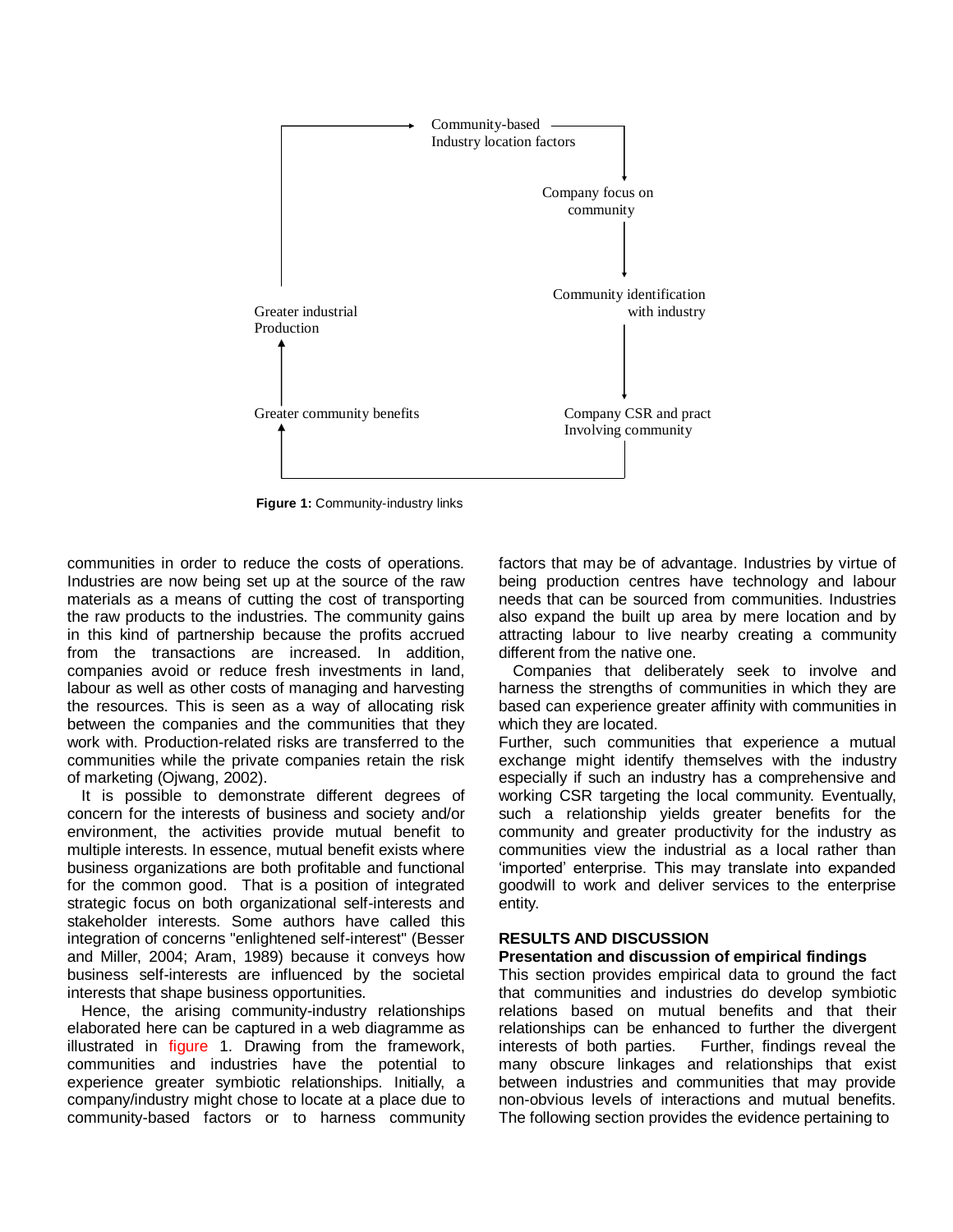Community-based Industry location factors

Company focus on community

Community identification with industry

Company CSR and pract Involving community

Greater community benefits

Greater industrial Production

**Figure 1:** Community-industry links

communities in order to reduce the costs of operations. Industries are now being set up at the source of the raw materials as a means of cutting the cost of transporting the raw products to the industries. The community gains in this kind of partnership because the profits accrued from the transactions are increased. In addition, companies avoid or reduce fresh investments in land, labour as well as other costs of managing and harvesting the resources. This is seen as a way of allocating risk between the companies and the communities that they work with. Production-related risks are transferred to the communities while the private companies retain the risk of marketing (Ojwang, 2002).

It is possible to demonstrate different degrees of concern for the interests of business and society and/or environment, the activities provide mutual benefit to multiple interests. In essence, mutual benefit exists where business organizations are both profitable and functional for the common good. That is a position of integrated strategic focus on both organizational self-interests and stakeholder interests. Some authors have called this integration of concerns "enlightened self-interest" (Besser and Miller, 2004; Aram, 1989) because it conveys how business self-interests are influenced by the societal interests that shape business opportunities.

Hence, the arising community-industry relationships elaborated here can be captured in a web diagramme as illustrated in figure 1. Drawing from the framework, communities and industries have the potential to experience greater symbiotic relationships. Initially, a company/industry might chose to locate at a place due to community-based factors or to harness community factors that may be of advantage. Industries by virtue of being production centres have technology and labour needs that can be sourced from communities. Industries also expand the built up area by mere location and by attracting labour to live nearby creating a community different from the native one.

Companies that deliberately seek to involve and harness the strengths of communities in which they are based can experience greater affinity with communities in which they are located.

Further, such communities that experience a mutual exchange might identify themselves with the industry especially if such an industry has a comprehensive and working CSR targeting the local community. Eventually, such a relationship yields greater benefits for the community and greater productivity for the industry as communities view the industrial as a local rather than 'imported' enterprise. This may translate into expanded goodwill to work and deliver services to the enterprise entity.

## RESULTS AND DISCUSSION

### Presentation and discussion of empirical findings

This section provides empirical data to ground the fact that communities and industries do develop symbiotic relations based on mutual benefits and that their relationships can be enhanced to further the divergent interests of both parties. Further, findings reveal the many obscure linkages and relationships that exist between industries and communities that may provide non-obvious levels of interactions and mutual benefits. The following section provides the evidence pertaining to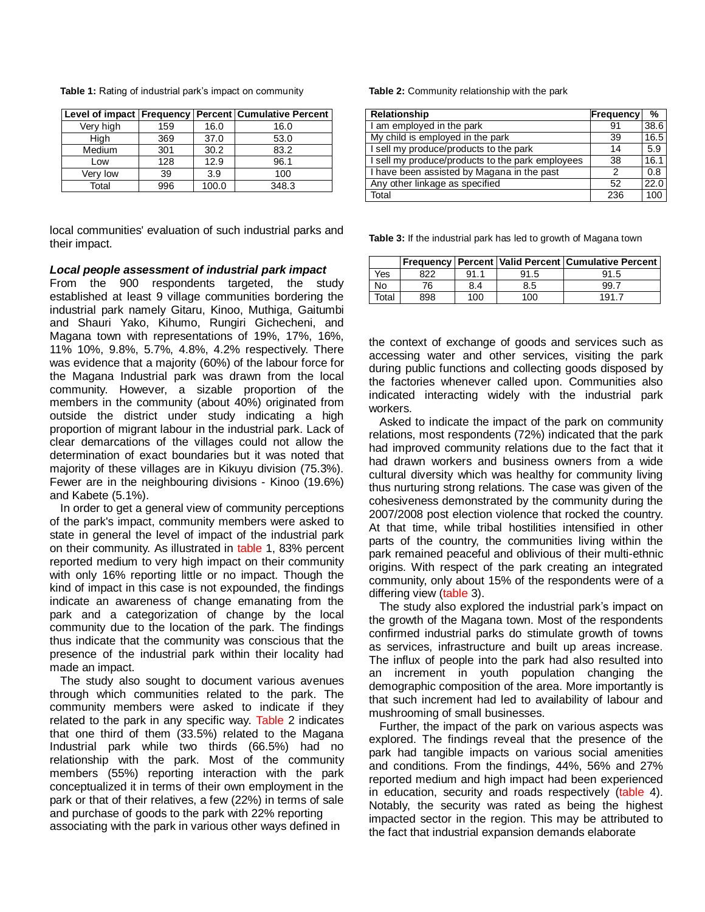**Table 1:** Rating of industrial park's impact on community

| Level of impact | Frequency | Percent | Cumulative Percent |
|---|---|---|---|
| Very high | 159 | 16.0 | 16.0 |
| High | 369 | 37.0 | 53.0 |
| Medium | 301 | 30.2 | 83.2 |
| Low | 128 | 12.9 | 96.1 |
| Very low | 39 | 3.9 | 100 |
| Total | 996 | 100.0 | 348.3 |

local communities' evaluation of such industrial parks and their impact.

### *Local people assessment of industrial park impact*

From the 900 respondents targeted, the study established at least 9 village communities bordering the industrial park namely Gitaru, Kinoo, Muthiga, Gaitumbi and Shauri Yako, Kihumo, Rungiri Gichecheni, and Magana town with representations of 19%, 17%, 16%, 11% 10%, 9.8%, 5.7%, 4.8%, 4.2% respectively. There was evidence that a majority (60%) of the labour force for the Magana Industrial park was drawn from the local community. However, a sizable proportion of the members in the community (about 40%) originated from outside the district under study indicating a high proportion of migrant labour in the industrial park. Lack of clear demarcations of the villages could not allow the determination of exact boundaries but it was noted that majority of these villages are in Kikuyu division (75.3%). Fewer are in the neighbouring divisions - Kinoo (19.6%) and Kabete (5.1%).

In order to get a general view of community perceptions of the park's impact, community members were asked to state in general the level of impact of the industrial park on their community. As illustrated in table 1, 83% percent reported medium to very high impact on their community with only 16% reporting little or no impact. Though the kind of impact in this case is not expounded, the findings indicate an awareness of change emanating from the park and a categorization of change by the local community due to the location of the park. The findings thus indicate that the community was conscious that the presence of the industrial park within their locality had made an impact.

The study also sought to document various avenues through which communities related to the park. The community members were asked to indicate if they related to the park in any specific way. Table 2 indicates that one third of them (33.5%) related to the Magana Industrial park while two thirds (66.5%) had no relationship with the park. Most of the community members (55%) reporting interaction with the park conceptualized it in terms of their own employment in the park or that of their relatives, a few (22%) in terms of sale and purchase of goods to the park with 22% reporting associating with the park in various other ways defined in the context of exchange of goods and services such as accessing water and other services, visiting the park during public functions and collecting goods disposed by the factories whenever called upon. Communities also indicated interacting widely with the industrial park workers.

**Table 2:** Community relationship with the park

| Relationship | Frequency | % |
|---|---|---|
| I am employed in the park | 91 | 38.6 |
| My child is employed in the park | 39 | 16.5 |
| I sell my produce/products to the park | 14 | 5.9 |
| I sell my produce/products to the park employees | 38 | 16.1 |
| I have been assisted by Magana in the past | 2 | 0.8 |
| Any other linkage as specified | 52 | 22.0 |
| Total | 236 | 100 |

**Table 3:** If the industrial park has led to growth of Magana town

| | Frequency | Percent | Valid Percent | Cumulative Percent |
|---|---|---|---|---|
| Yes | 822 | 91.1 | 91.5 | 91.5 |
| No | 76 | 8.4 | 8.5 | 99.7 |
| Total | 898 | 100 | 100 | 191.7 |

Asked to indicate the impact of the park on community relations, most respondents (72%) indicated that the park had improved community relations due to the fact that it had drawn workers and business owners from a wide cultural diversity which was healthy for community living thus nurturing strong relations. The case was given of the cohesiveness demonstrated by the community during the 2007/2008 post election violence that rocked the country. At that time, while tribal hostilities intensified in other parts of the country, the communities living within the park remained peaceful and oblivious of their multi-ethnic origins. With respect of the park creating an integrated community, only about 15% of the respondents were of a differing view (table 3).

The study also explored the industrial park's impact on the growth of the Magana town. Most of the respondents confirmed industrial parks do stimulate growth of towns as services, infrastructure and built up areas increase. The influx of people into the park had also resulted into an increment in youth population changing the demographic composition of the area. More importantly is that such increment had led to availability of labour and mushrooming of small businesses.

Further, the impact of the park on various aspects was explored. The findings reveal that the presence of the park had tangible impacts on various social amenities and conditions. From the findings, 44%, 56% and 27% reported medium and high impact had been experienced in education, security and roads respectively (table 4). Notably, the security was rated as being the highest impacted sector in the region. This may be attributed to the fact that industrial expansion demands elaborate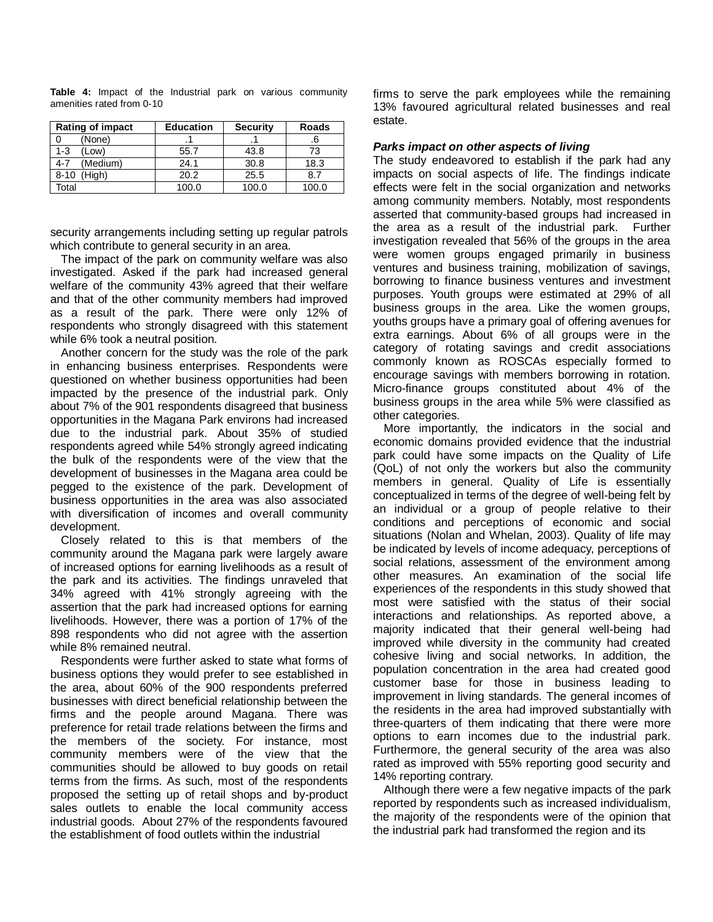**Table 4:** Impact of the Industrial park on various community amenities rated from 0-10

| Rating of impact | Education | Security | Roads |
|---|---|---|---|
| 0 (None) | .1 | .1 | .6 |
| 1-3 (Low) | 55.7 | 43.8 | 73 |
| 4-7 (Medium) | 24.1 | 30.8 | 18.3 |
| 8-10 (High) | 20.2 | 25.5 | 8.7 |
| Total | 100.0 | 100.0 | 100.0 |

security arrangements including setting up regular patrols which contribute to general security in an area.

The impact of the park on community welfare was also investigated. Asked if the park had increased general welfare of the community 43% agreed that their welfare and that of the other community members had improved as a result of the park. There were only 12% of respondents who strongly disagreed with this statement while 6% took a neutral position.

Another concern for the study was the role of the park in enhancing business enterprises. Respondents were questioned on whether business opportunities had been impacted by the presence of the industrial park. Only about 7% of the 901 respondents disagreed that business opportunities in the Magana Park environs had increased due to the industrial park. About 35% of studied respondents agreed while 54% strongly agreed indicating the bulk of the respondents were of the view that the development of businesses in the Magana area could be pegged to the existence of the park. Development of business opportunities in the area was also associated with diversification of incomes and overall community development.

Closely related to this is that members of the community around the Magana park were largely aware of increased options for earning livelihoods as a result of the park and its activities. The findings unraveled that 34% agreed with 41% strongly agreeing with the assertion that the park had increased options for earning livelihoods. However, there was a portion of 17% of the 898 respondents who did not agree with the assertion while 8% remained neutral.

Respondents were further asked to state what forms of business options they would prefer to see established in the area, about 60% of the 900 respondents preferred businesses with direct beneficial relationship between the firms and the people around Magana. There was preference for retail trade relations between the firms and the members of the society. For instance, most community members were of the view that the communities should be allowed to buy goods on retail terms from the firms. As such, most of the respondents proposed the setting up of retail shops and by-product sales outlets to enable the local community access industrial goods. About 27% of the respondents favoured the establishment of food outlets within the industrial firms to serve the park employees while the remaining 13% favoured agricultural related businesses and real estate.

***Parks impact on other aspects of living***

The study endeavored to establish if the park had any impacts on social aspects of life. The findings indicate effects were felt in the social organization and networks among community members. Notably, most respondents asserted that community-based groups had increased in the area as a result of the industrial park. Further investigation revealed that 56% of the groups in the area were women groups engaged primarily in business ventures and business training, mobilization of savings, borrowing to finance business ventures and investment purposes. Youth groups were estimated at 29% of all business groups in the area. Like the women groups, youths groups have a primary goal of offering avenues for extra earnings. About 6% of all groups were in the category of rotating savings and credit associations commonly known as ROSCAs especially formed to encourage savings with members borrowing in rotation. Micro-finance groups constituted about 4% of the business groups in the area while 5% were classified as other categories.

More importantly, the indicators in the social and economic domains provided evidence that the industrial park could have some impacts on the Quality of Life (QoL) of not only the workers but also the community members in general. Quality of Life is essentially conceptualized in terms of the degree of well-being felt by an individual or a group of people relative to their conditions and perceptions of economic and social situations (Nolan and Whelan, 2003). Quality of life may be indicated by levels of income adequacy, perceptions of social relations, assessment of the environment among other measures. An examination of the social life experiences of the respondents in this study showed that most were satisfied with the status of their social interactions and relationships. As reported above, a majority indicated that their general well-being had improved while diversity in the community had created cohesive living and social networks. In addition, the population concentration in the area had created good customer base for those in business leading to improvement in living standards. The general incomes of the residents in the area had improved substantially with three-quarters of them indicating that there were more options to earn incomes due to the industrial park. Furthermore, the general security of the area was also rated as improved with 55% reporting good security and 14% reporting contrary.

Although there were a few negative impacts of the park reported by respondents such as increased individualism, the majority of the respondents were of the opinion that the industrial park had transformed the region and its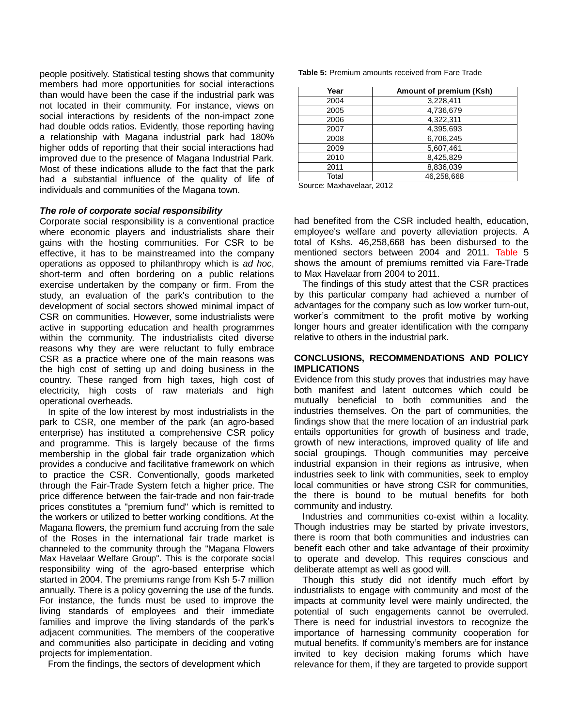people positively. Statistical testing shows that community members had more opportunities for social interactions than would have been the case if the industrial park was not located in their community. For instance, views on social interactions by residents of the non-impact zone had double odds ratios. Evidently, those reporting having a relationship with Magana industrial park had 180% higher odds of reporting that their social interactions had improved due to the presence of Magana Industrial Park. Most of these indications allude to the fact that the park had a substantial influence of the quality of life of individuals and communities of the Magana town.

### *The role of corporate social responsibility*

Corporate social responsibility is a conventional practice where economic players and industrialists share their gains with the hosting communities. For CSR to be effective, it has to be mainstreamed into the company operations as opposed to philanthropy which is *ad hoc*, short-term and often bordering on a public relations exercise undertaken by the company or firm. From the study, an evaluation of the park's contribution to the development of social sectors showed minimal impact of CSR on communities. However, some industrialists were active in supporting education and health programmes within the community. The industrialists cited diverse reasons why they are were reluctant to fully embrace CSR as a practice where one of the main reasons was the high cost of setting up and doing business in the country. These ranged from high taxes, high cost of electricity, high costs of raw materials and high operational overheads.

In spite of the low interest by most industrialists in the park to CSR, one member of the park (an agro-based enterprise) has instituted a comprehensive CSR policy and programme. This is largely because of the firms membership in the global fair trade organization which provides a conducive and facilitative framework on which to practice the CSR. Conventionally, goods marketed through the Fair-Trade System fetch a higher price. The price difference between the fair-trade and non fair-trade prices constitutes a "premium fund" which is remitted to the workers or utilized to better working conditions. At the Magana flowers, the premium fund accruing from the sale of the Roses in the international fair trade market is channeled to the community through the "Magana Flowers Max Havelaar Welfare Group". This is the corporate social responsibility wing of the agro-based enterprise which started in 2004. The premiums range from Ksh 5-7 million annually. There is a policy governing the use of the funds. For instance, the funds must be used to improve the living standards of employees and their immediate families and improve the living standards of the park's adjacent communities. The members of the cooperative and communities also participate in deciding and voting projects for implementation.

From the findings, the sectors of development which had benefited from the CSR included health, education, employee's welfare and poverty alleviation projects. A total of Kshs. 46,258,668 has been disbursed to the mentioned sectors between 2004 and 2011. Table 5 shows the amount of premiums remitted via Fare-Trade to Max Havelaar from 2004 to 2011.

**Table 5:** Premium amounts received from Fare Trade

| Year | Amount of premium (Ksh) |
|---|---|
| 2004 | 3,228,411 |
| 2005 | 4,736,679 |
| 2006 | 4,322,311 |
| 2007 | 4,395,693 |
| 2008 | 6,706,245 |
| 2009 | 5,607,461 |
| 2010 | 8,425,829 |
| 2011 | 8,836,039 |
| Total | 46,258,668 |

Source: Maxhavelaar, 2012

The findings of this study attest that the CSR practices by this particular company had achieved a number of advantages for the company such as low worker turn-out, worker's commitment to the profit motive by working longer hours and greater identification with the company relative to others in the industrial park.

## CONCLUSIONS, RECOMMENDATIONS AND POLICY IMPLICATIONS

Evidence from this study proves that industries may have both manifest and latent outcomes which could be mutually beneficial to both communities and the industries themselves. On the part of communities, the findings show that the mere location of an industrial park entails opportunities for growth of business and trade, growth of new interactions, improved quality of life and social groupings. Though communities may perceive industrial expansion in their regions as intrusive, when industries seek to link with communities, seek to employ local communities or have strong CSR for communities, the there is bound to be mutual benefits for both community and industry.

Industries and communities co-exist within a locality. Though industries may be started by private investors, there is room that both communities and industries can benefit each other and take advantage of their proximity to operate and develop. This requires conscious and deliberate attempt as well as good will.

Though this study did not identify much effort by industrialists to engage with community and most of the impacts at community level were mainly undirected, the potential of such engagements cannot be overruled. There is need for industrial investors to recognize the importance of harnessing community cooperation for mutual benefits. If community's members are for instance invited to key decision making forums which have relevance for them, if they are targeted to provide support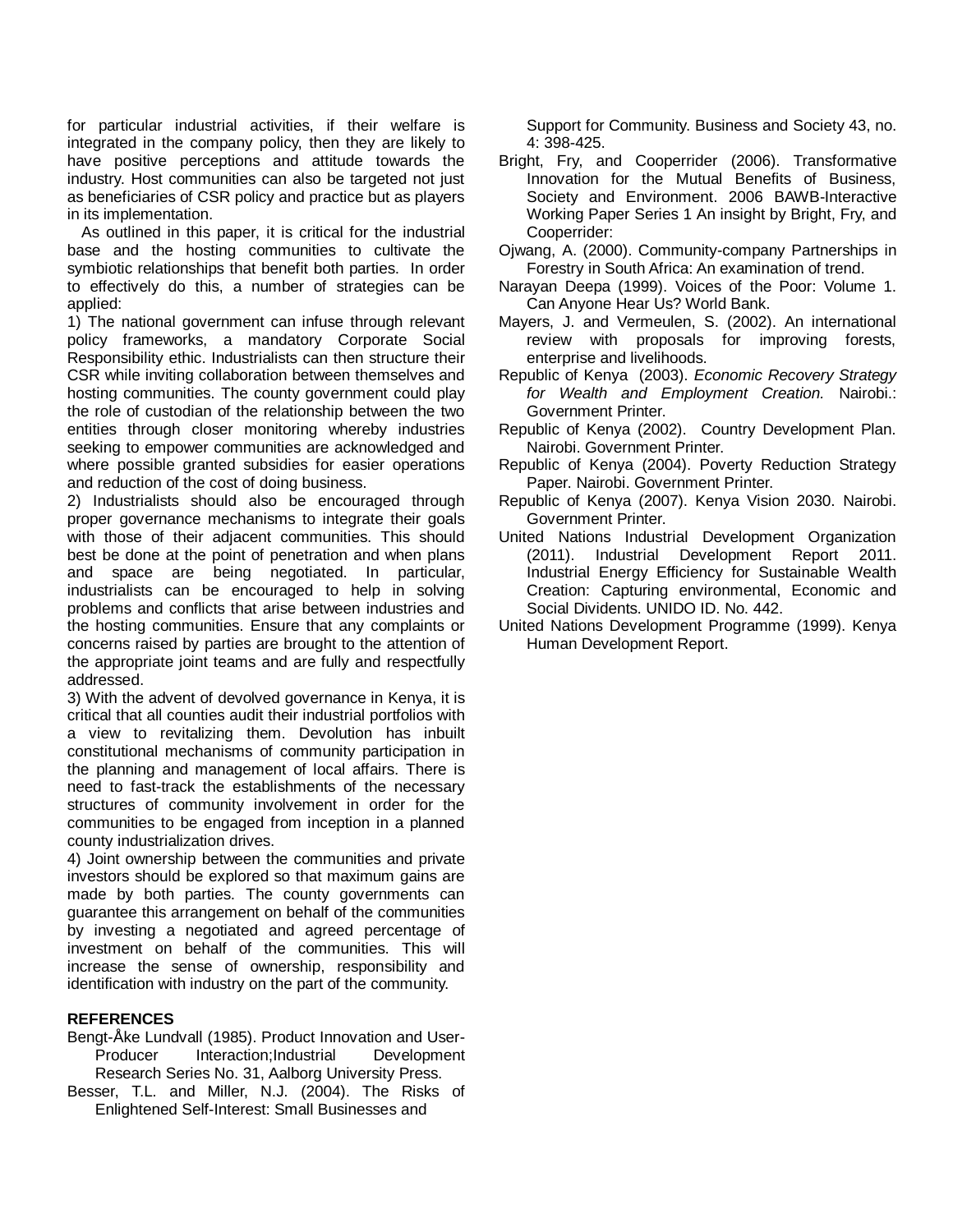for particular industrial activities, if their welfare is integrated in the company policy, then they are likely to have positive perceptions and attitude towards the industry. Host communities can also be targeted not just as beneficiaries of CSR policy and practice but as players in its implementation.

As outlined in this paper, it is critical for the industrial base and the hosting communities to cultivate the symbiotic relationships that benefit both parties. In order to effectively do this, a number of strategies can be applied:

1) The national government can infuse through relevant policy frameworks, a mandatory Corporate Social Responsibility ethic. Industrialists can then structure their CSR while inviting collaboration between themselves and hosting communities. The county government could play the role of custodian of the relationship between the two entities through closer monitoring whereby industries seeking to empower communities are acknowledged and where possible granted subsidies for easier operations and reduction of the cost of doing business.

2) Industrialists should also be encouraged through proper governance mechanisms to integrate their goals with those of their adjacent communities. This should best be done at the point of penetration and when plans and space are being negotiated. In particular, industrialists can be encouraged to help in solving problems and conflicts that arise between industries and the hosting communities. Ensure that any complaints or concerns raised by parties are brought to the attention of the appropriate joint teams and are fully and respectfully addressed.

3) With the advent of devolved governance in Kenya, it is critical that all counties audit their industrial portfolios with a view to revitalizing them. Devolution has inbuilt constitutional mechanisms of community participation in the planning and management of local affairs. There is need to fast-track the establishments of the necessary structures of community involvement in order for the communities to be engaged from inception in a planned county industrialization drives.

4) Joint ownership between the communities and private investors should be explored so that maximum gains are made by both parties. The county governments can guarantee this arrangement on behalf of the communities by investing a negotiated and agreed percentage of investment on behalf of the communities. This will increase the sense of ownership, responsibility and identification with industry on the part of the community.

**REFERENCES**

Bengt-Åke Lundvall (1985). Product Innovation and User-Producer Interaction;Industrial Development Research Series No. 31, Aalborg University Press.

Besser, T.L. and Miller, N.J. (2004). The Risks of Enlightened Self-Interest: Small Businesses and Support for Community. Business and Society 43, no. 4: 398-425.

Bright, Fry, and Cooperrider (2006). Transformative Innovation for the Mutual Benefits of Business, Society and Environment. 2006 BAWB-Interactive Working Paper Series 1 An insight by Bright, Fry, and Cooperrider:

Ojwang, A. (2000). Community-company Partnerships in Forestry in South Africa: An examination of trend.

Narayan Deepa (1999). Voices of the Poor: Volume 1. Can Anyone Hear Us? World Bank.

Mayers, J. and Vermeulen, S. (2002). An international review with proposals for improving forests, enterprise and livelihoods.

Republic of Kenya (2003). *Economic Recovery Strategy for Wealth and Employment Creation.* Nairobi.: Government Printer.

Republic of Kenya (2002). Country Development Plan. Nairobi. Government Printer.

Republic of Kenya (2004). Poverty Reduction Strategy Paper. Nairobi. Government Printer.

Republic of Kenya (2007). Kenya Vision 2030. Nairobi. Government Printer.

United Nations Industrial Development Organization (2011). Industrial Development Report 2011. Industrial Energy Efficiency for Sustainable Wealth Creation: Capturing environmental, Economic and Social Dividents. UNIDO ID. No. 442.

United Nations Development Programme (1999). Kenya Human Development Report.